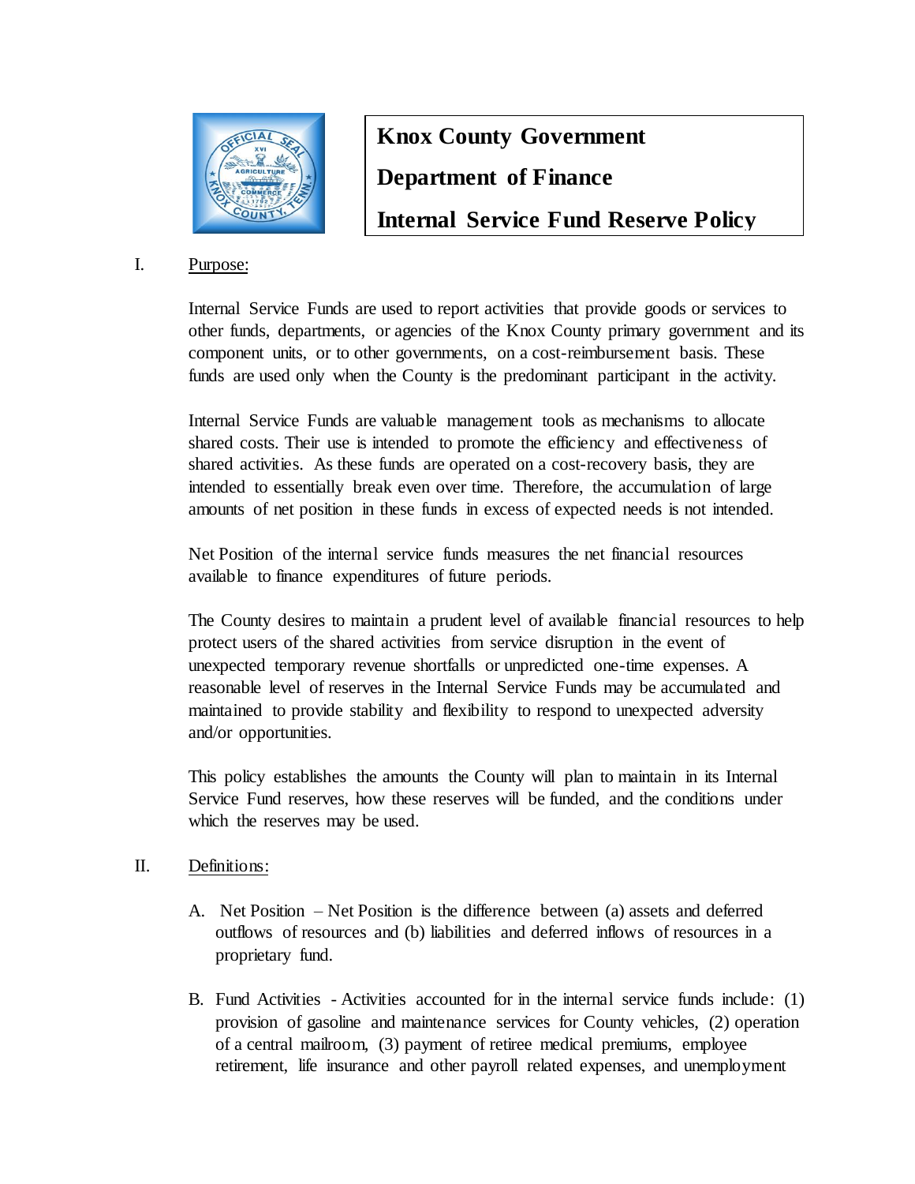# Knox County Government

# Department of Finance

# Internal Service Fund Reserve Policy

I. Purpose:

Internal Service Funds are used to report activities that provide goods or services to other funds, departments, or agencies of the Knox County primary government and its component units, or to other governments, on a cost-reimbursement basis. These funds are used only when the County is the predominant participant in the activity.

Internal Service Funds are valuable management tools as mechanisms to allocate shared costs. Their use is intended to promote the efficiency and effectiveness of shared activities. As these funds are operated on a cost-recovery basis, they are intended to essentially break even over time. Therefore, the accumulation of large amounts of net position in these funds in excess of expected needs is not intended.

Net Position of the internal service funds measures the net financial resources available to finance expenditures of future periods.

The County desires to maintain a prudent level of available financial resources to help protect users of the shared activities from service disruption in the event of unexpected temporary revenue shortfalls or unpredicted one-time expenses. A reasonable level of reserves in the Internal Service Funds may be accumulated and maintained to provide stability and flexibility to respond to unexpected adversity and/or opportunities.

This policy establishes the amounts the County will plan to maintain in its Internal Service Fund reserves, how these reserves will be funded, and the conditions under which the reserves may be used.

II. Definitions:

A. Net Position – Net Position is the difference between (a) assets and deferred outflows of resources and (b) liabilities and deferred inflows of resources in a proprietary fund.

B. Fund Activities - Activities accounted for in the internal service funds include: (1) provision of gasoline and maintenance services for County vehicles, (2) operation of a central mailroom, (3) payment of retiree medical premiums, employee retirement, life insurance and other payroll related expenses, and unemployment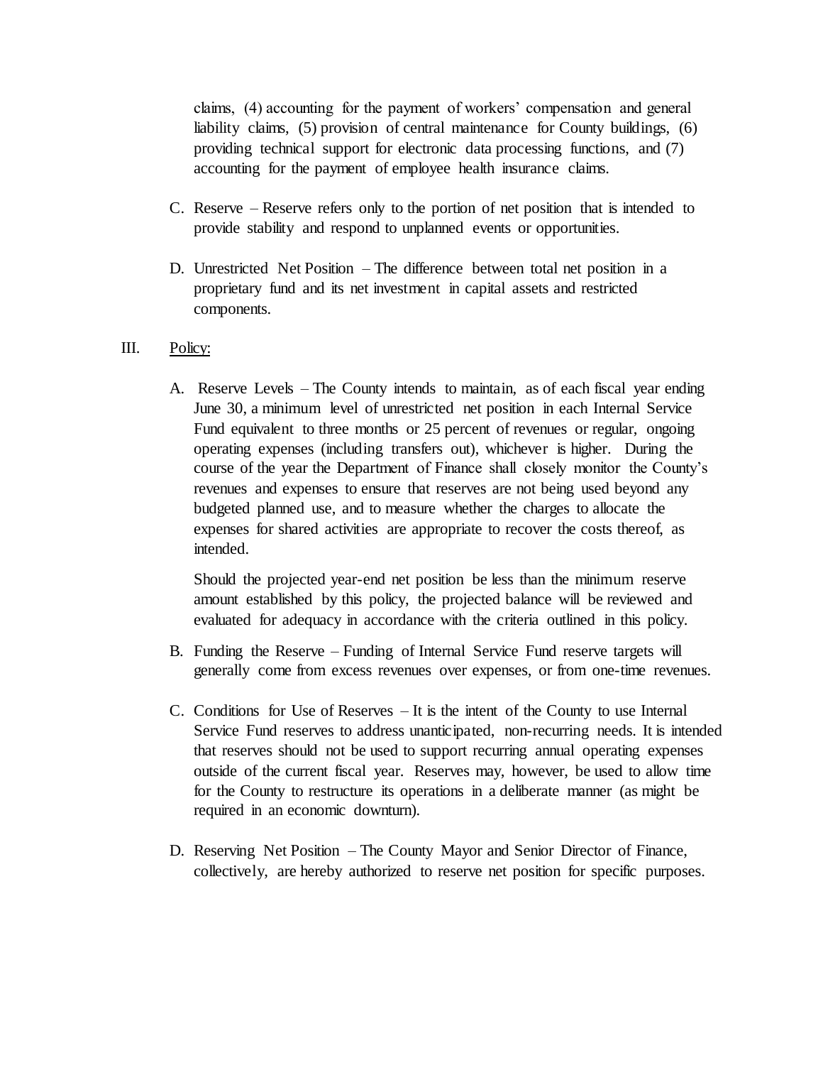claims, (4) accounting for the payment of workers' compensation and general liability claims, (5) provision of central maintenance for County buildings, (6) providing technical support for electronic data processing functions, and (7) accounting for the payment of employee health insurance claims.

C. Reserve – Reserve refers only to the portion of net position that is intended to provide stability and respond to unplanned events or opportunities.

D. Unrestricted Net Position – The difference between total net position in a proprietary fund and its net investment in capital assets and restricted components.

## III. Policy:

A. Reserve Levels – The County intends to maintain, as of each fiscal year ending June 30, a minimum level of unrestricted net position in each Internal Service Fund equivalent to three months or 25 percent of revenues or regular, ongoing operating expenses (including transfers out), whichever is higher. During the course of the year the Department of Finance shall closely monitor the County's revenues and expenses to ensure that reserves are not being used beyond any budgeted planned use, and to measure whether the charges to allocate the expenses for shared activities are appropriate to recover the costs thereof, as intended.

Should the projected year-end net position be less than the minimum reserve amount established by this policy, the projected balance will be reviewed and evaluated for adequacy in accordance with the criteria outlined in this policy.

B. Funding the Reserve – Funding of Internal Service Fund reserve targets will generally come from excess revenues over expenses, or from one-time revenues.

C. Conditions for Use of Reserves – It is the intent of the County to use Internal Service Fund reserves to address unanticipated, non-recurring needs. It is intended that reserves should not be used to support recurring annual operating expenses outside of the current fiscal year. Reserves may, however, be used to allow time for the County to restructure its operations in a deliberate manner (as might be required in an economic downturn).

D. Reserving Net Position – The County Mayor and Senior Director of Finance, collectively, are hereby authorized to reserve net position for specific purposes.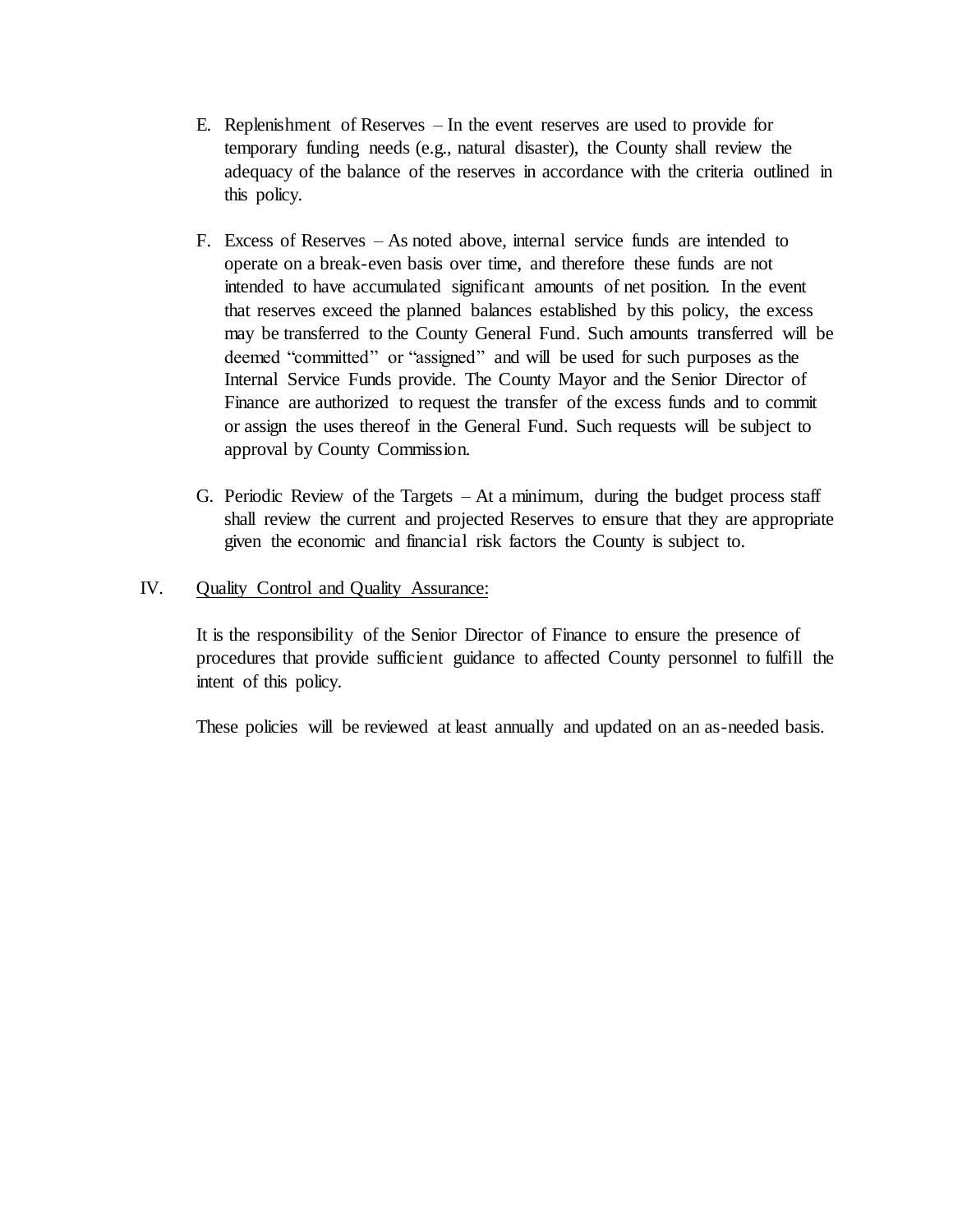E. Replenishment of Reserves – In the event reserves are used to provide for temporary funding needs (e.g., natural disaster), the County shall review the adequacy of the balance of the reserves in accordance with the criteria outlined in this policy.

F. Excess of Reserves – As noted above, internal service funds are intended to operate on a break-even basis over time, and therefore these funds are not intended to have accumulated significant amounts of net position. In the event that reserves exceed the planned balances established by this policy, the excess may be transferred to the County General Fund. Such amounts transferred will be deemed "committed" or "assigned" and will be used for such purposes as the Internal Service Funds provide. The County Mayor and the Senior Director of Finance are authorized to request the transfer of the excess funds and to commit or assign the uses thereof in the General Fund. Such requests will be subject to approval by County Commission.

G. Periodic Review of the Targets – At a minimum, during the budget process staff shall review the current and projected Reserves to ensure that they are appropriate given the economic and financial risk factors the County is subject to.

IV. Quality Control and Quality Assurance:

It is the responsibility of the Senior Director of Finance to ensure the presence of procedures that provide sufficient guidance to affected County personnel to fulfill the intent of this policy.

These policies will be reviewed at least annually and updated on an as-needed basis.